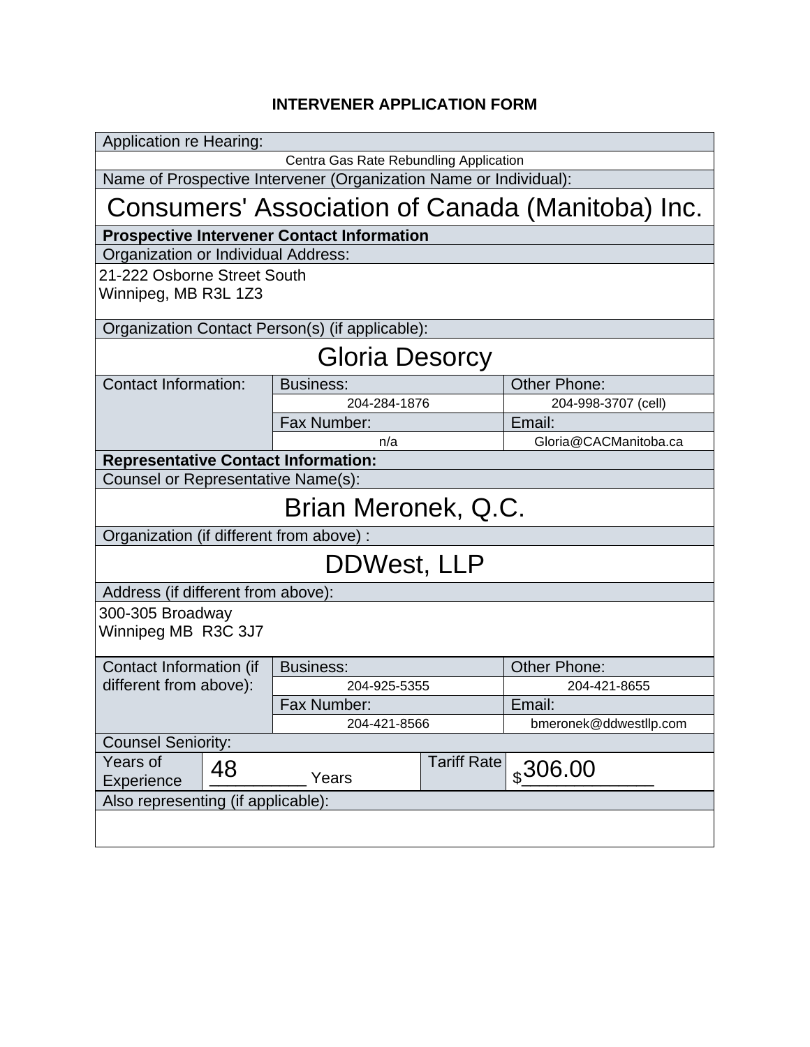# INTERVENER APPLICATION FORM

| Application re Hearing: | | |
|---|---|---|
| Centra Gas Rate Rebundling Application | | |
| **Name of Prospective Intervener (Organization Name or Individual):** | | |
| Consumers' Association of Canada (Manitoba) Inc. | | |
| **Prospective Intervener Contact Information** | | |
| Organization or Individual Address: | | |
| 21-222 Osborne Street South<br>Winnipeg, MB R3L 1Z3 | | |
| Organization Contact Person(s) (if applicable): | | |
| Gloria Desorcy | | |
| Contact Information: | Business: | Other Phone: |
| | 204-284-1876 | 204-998-3707 (cell) |
| | Fax Number: | Email: |
| | n/a | Gloria@CACManitoba.ca |
| **Representative Contact Information:** | | |
| Counsel or Representative Name(s): | | |
| Brian Meronek, Q.C. | | |
| Organization (if different from above) : | | |
| DDWest, LLP | | |
| Address (if different from above): | | |
| 300-305 Broadway<br>Winnipeg MB R3C 3J7 | | |
| Contact Information (if different from above): | Business: | Other Phone: |
| | 204-925-5355 | 204-421-8655 |
| | Fax Number: | Email: |
| | 204-421-8566 | bmeronek@ddwestllp.com |
| Counsel Seniority: | | |
| Years of Experience: 48 Years | Tariff Rate | $306.00 |
| Also representing (if applicable): | | |
| | | |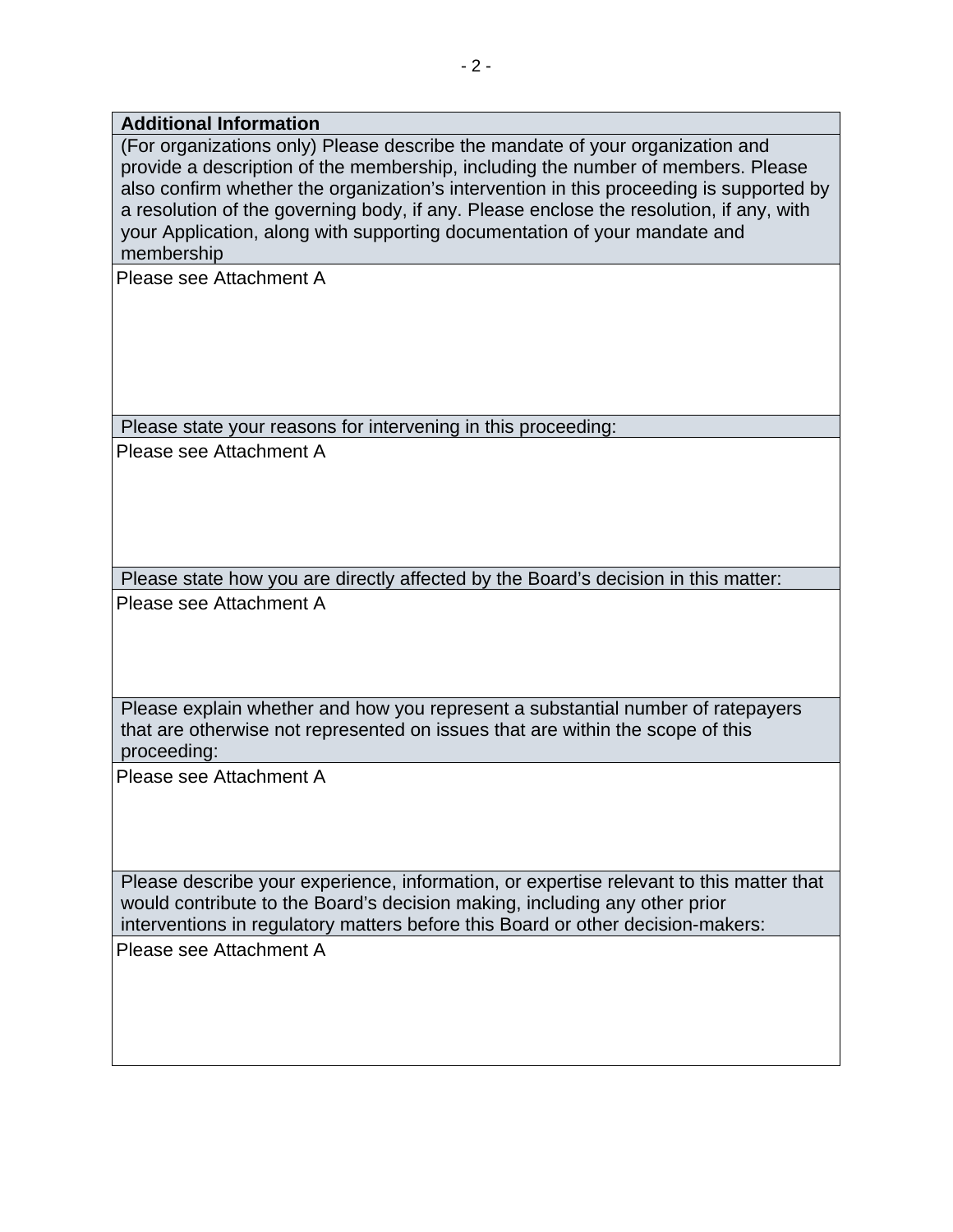| Additional Information |
|---|
| (For organizations only) Please describe the mandate of your organization and provide a description of the membership, including the number of members. Please also confirm whether the organization's intervention in this proceeding is supported by a resolution of the governing body, if any. Please enclose the resolution, if any, with your Application, along with supporting documentation of your mandate and membership |
| Please see Attachment A |
| Please state your reasons for intervening in this proceeding: |
| Please see Attachment A |
| Please state how you are directly affected by the Board's decision in this matter: |
| Please see Attachment A |
| Please explain whether and how you represent a substantial number of ratepayers that are otherwise not represented on issues that are within the scope of this proceeding: |
| Please see Attachment A |
| Please describe your experience, information, or expertise relevant to this matter that would contribute to the Board's decision making, including any other prior interventions in regulatory matters before this Board or other decision-makers: |
| Please see Attachment A |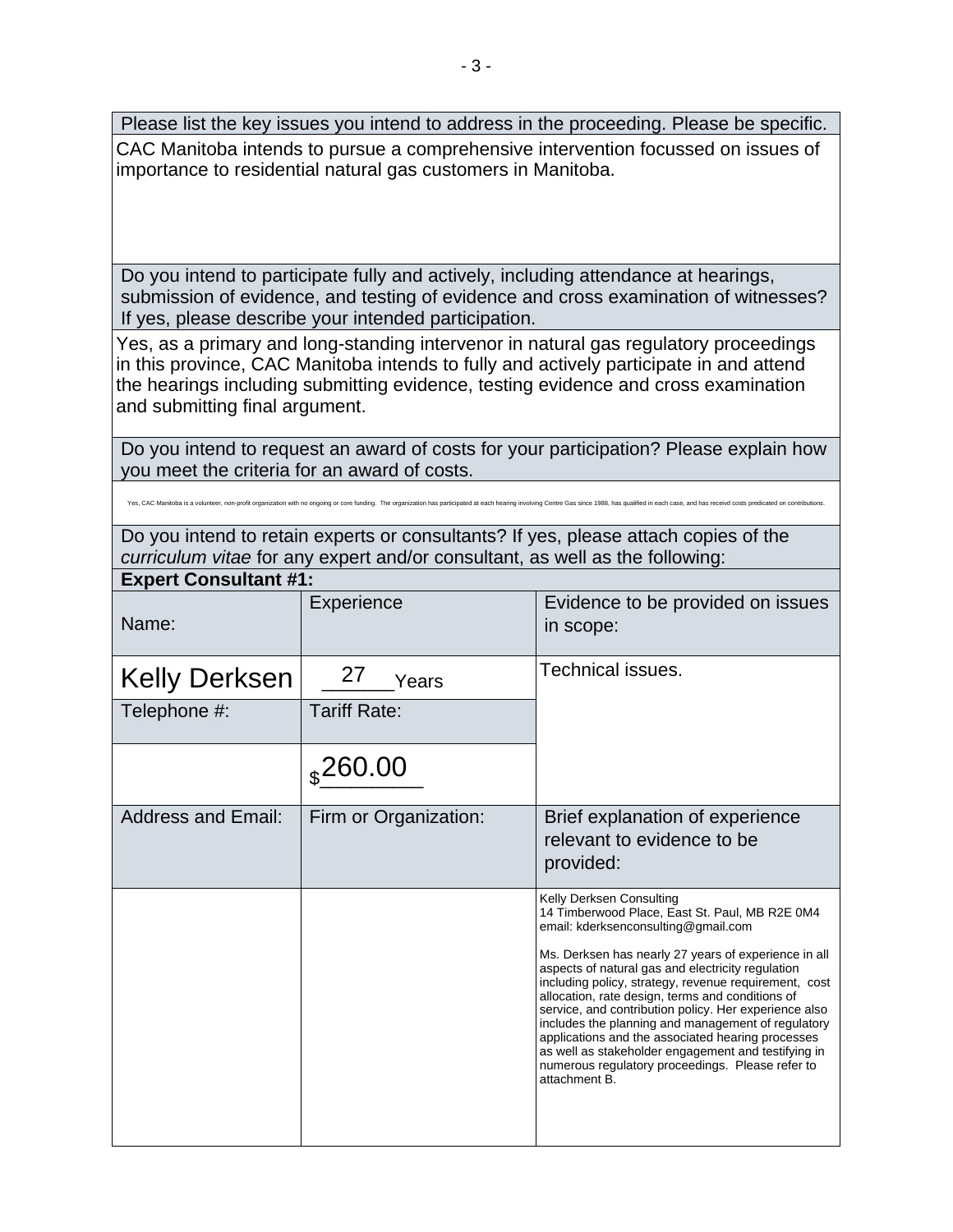| Please list the key issues you intend to address in the proceeding. Please be specific. |
|---|
| CAC Manitoba intends to pursue a comprehensive intervention focussed on issues of importance to residential natural gas customers in Manitoba. |

| Do you intend to participate fully and actively, including attendance at hearings, submission of evidence, and testing of evidence and cross examination of witnesses? If yes, please describe your intended participation. |
|---|
| Yes, as a primary and long-standing intervenor in natural gas regulatory proceedings in this province, CAC Manitoba intends to fully and actively participate in and attend the hearings including submitting evidence, testing evidence and cross examination and submitting final argument. |

| Do you intend to request an award of costs for your participation? Please explain how you meet the criteria for an award of costs. |
|---|
| Yes, CAC Manitoba is a volunteer, non-profit organization with no ongoing or core funding. The organization has participated at each hearing involving Centre Gas since 1988, has qualified in each case, and has receivd costs predicated on contributions. |

Do you intend to retain experts or consultants? If yes, please attach copies of the *curriculum vitae* for any expert and/or consultant, as well as the following:

**Expert Consultant #1:**

| Name: | Experience | Evidence to be provided on issues in scope: |
|---|---|---|
| Kelly Derksen | 27 Years | Technical issues. |
| Telephone #: | Tariff Rate: | |
| | $260.00 | |
| Address and Email: | Firm or Organization: | Brief explanation of experience relevant to evidence to be provided: |
| | | Kelly Derksen Consulting<br>14 Timberwood Place, East St. Paul, MB R2E 0M4<br>email: kderksenconsulting@gmail.com<br><br>Ms. Derksen has nearly 27 years of experience in all aspects of natural gas and electricity regulation including policy, strategy, revenue requirement, cost allocation, rate design, terms and conditions of service, and contribution policy. Her experience also includes the planning and management of regulatory applications and the associated hearing processes as well as stakeholder engagement and testifying in numerous regulatory proceedings. Please refer to attachment B. |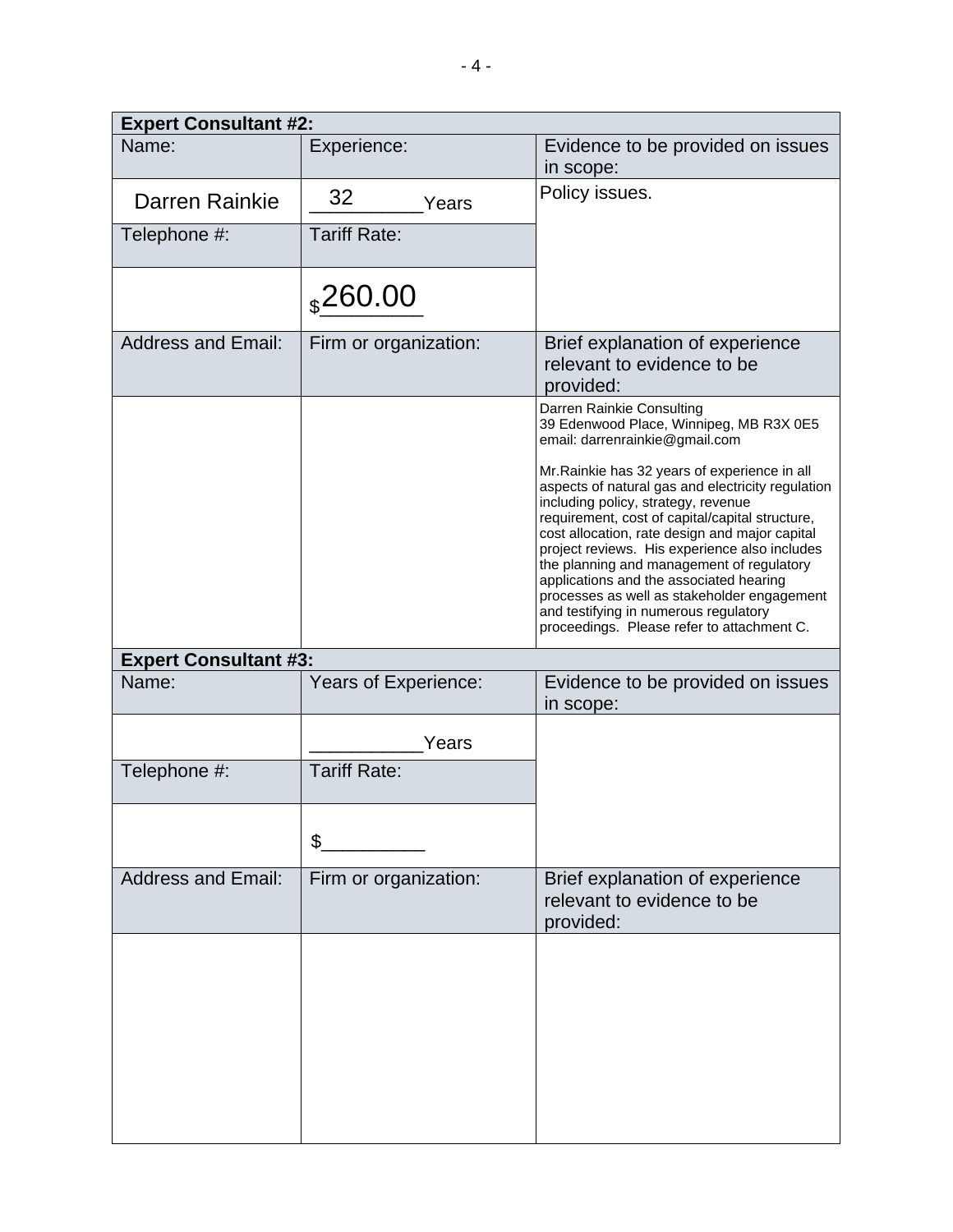| Expert Consultant #2: | | |
|---|---|---|
| Name: | Experience: | Evidence to be provided on issues in scope: |
| Darren Rainkie | 32 Years | Policy issues. |
| Telephone #: | Tariff Rate: | |
| | $260.00 | |
| Address and Email: | Firm or organization: | Brief explanation of experience relevant to evidence to be provided: |
| | | Darren Rainkie Consulting<br>39 Edenwood Place, Winnipeg, MB R3X 0E5<br>email: darrenrainkie@gmail.com<br><br>Mr.Rainkie has 32 years of experience in all aspects of natural gas and electricity regulation including policy, strategy, revenue requirement, cost of capital/capital structure, cost allocation, rate design and major capital project reviews. His experience also includes the planning and management of regulatory applications and the associated hearing processes as well as stakeholder engagement and testifying in numerous regulatory proceedings. Please refer to attachment C. |

| Expert Consultant #3: | | |
|---|---|---|
| Name: | Years of Experience: | Evidence to be provided on issues in scope: |
| | __________Years | |
| Telephone #: | Tariff Rate: | |
| | $__________ | |
| Address and Email: | Firm or organization: | Brief explanation of experience relevant to evidence to be provided: |
| | | |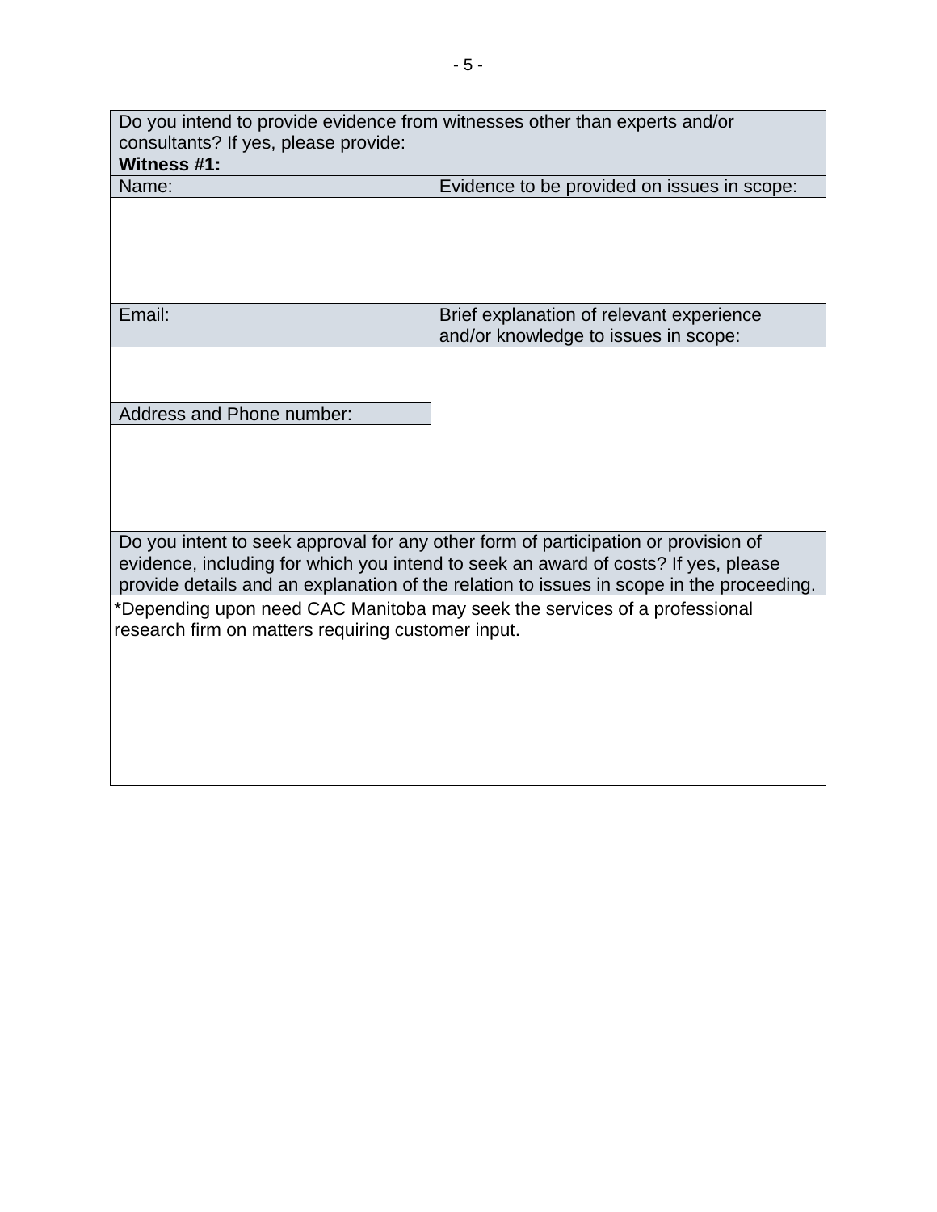| Do you intend to provide evidence from witnesses other than experts and/or consultants? If yes, please provide: | |
| --- | --- |
| **Witness #1:** | |
| Name: | Evidence to be provided on issues in scope: |
| | |
| Email: | Brief explanation of relevant experience and/or knowledge to issues in scope: |
| | |
| Address and Phone number: | |
| | |
| Do you intent to seek approval for any other form of participation or provision of evidence, including for which you intend to seek an award of costs? If yes, please provide details and an explanation of the relation to issues in scope in the proceeding. | |
| *Depending upon need CAC Manitoba may seek the services of a professional research firm on matters requiring customer input. | |